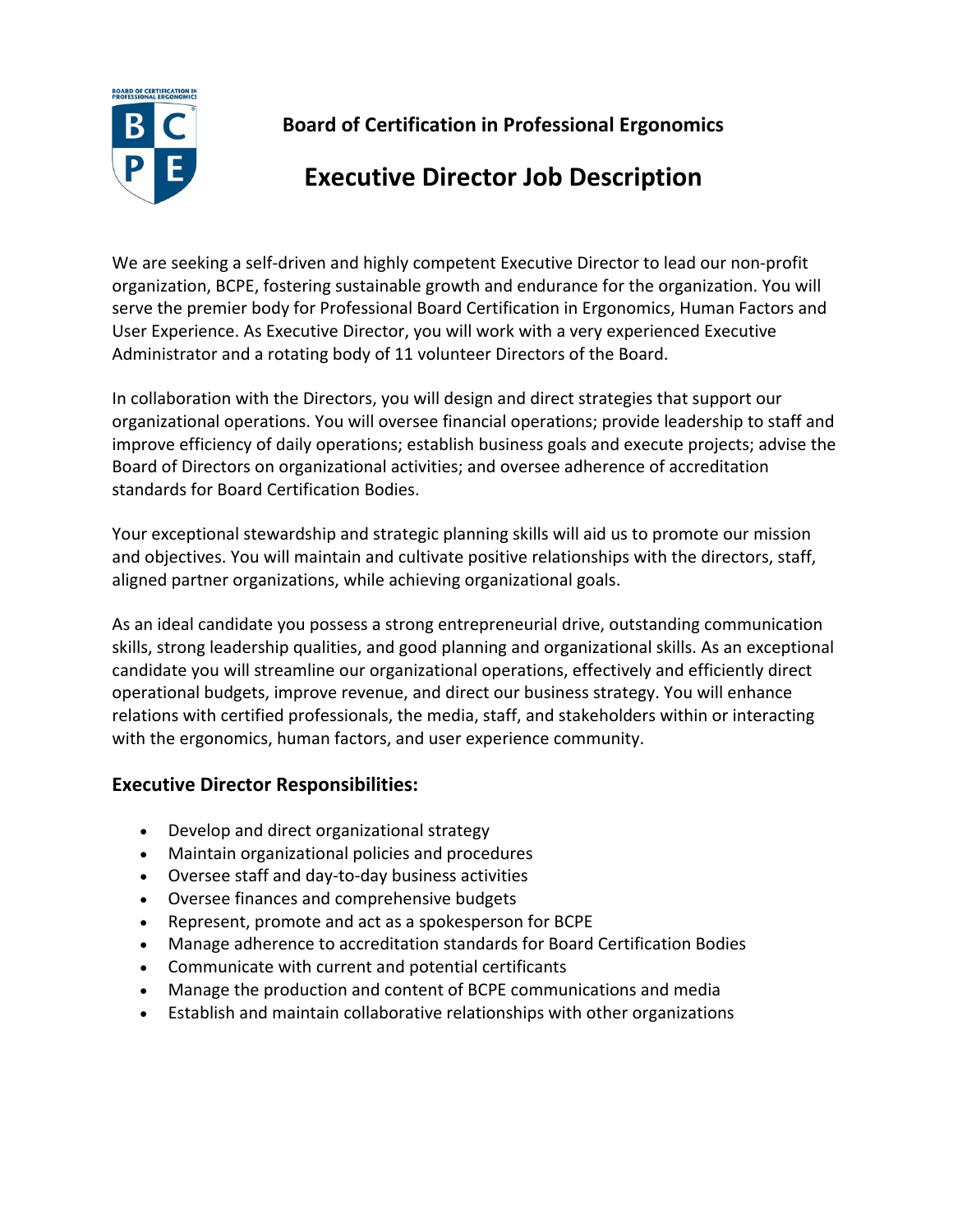**Board of Certification in Professional Ergonomics**

# Executive Director Job Description

We are seeking a self-driven and highly competent Executive Director to lead our non-profit organization, BCPE, fostering sustainable growth and endurance for the organization. You will serve the premier body for Professional Board Certification in Ergonomics, Human Factors and User Experience. As Executive Director, you will work with a very experienced Executive Administrator and a rotating body of 11 volunteer Directors of the Board.

In collaboration with the Directors, you will design and direct strategies that support our organizational operations. You will oversee financial operations; provide leadership to staff and improve efficiency of daily operations; establish business goals and execute projects; advise the Board of Directors on organizational activities; and oversee adherence of accreditation standards for Board Certification Bodies.

Your exceptional stewardship and strategic planning skills will aid us to promote our mission and objectives. You will maintain and cultivate positive relationships with the directors, staff, aligned partner organizations, while achieving organizational goals.

As an ideal candidate you possess a strong entrepreneurial drive, outstanding communication skills, strong leadership qualities, and good planning and organizational skills. As an exceptional candidate you will streamline our organizational operations, effectively and efficiently direct operational budgets, improve revenue, and direct our business strategy. You will enhance relations with certified professionals, the media, staff, and stakeholders within or interacting with the ergonomics, human factors, and user experience community.

## Executive Director Responsibilities:

- Develop and direct organizational strategy
- Maintain organizational policies and procedures
- Oversee staff and day-to-day business activities
- Oversee finances and comprehensive budgets
- Represent, promote and act as a spokesperson for BCPE
- Manage adherence to accreditation standards for Board Certification Bodies
- Communicate with current and potential certificants
- Manage the production and content of BCPE communications and media
- Establish and maintain collaborative relationships with other organizations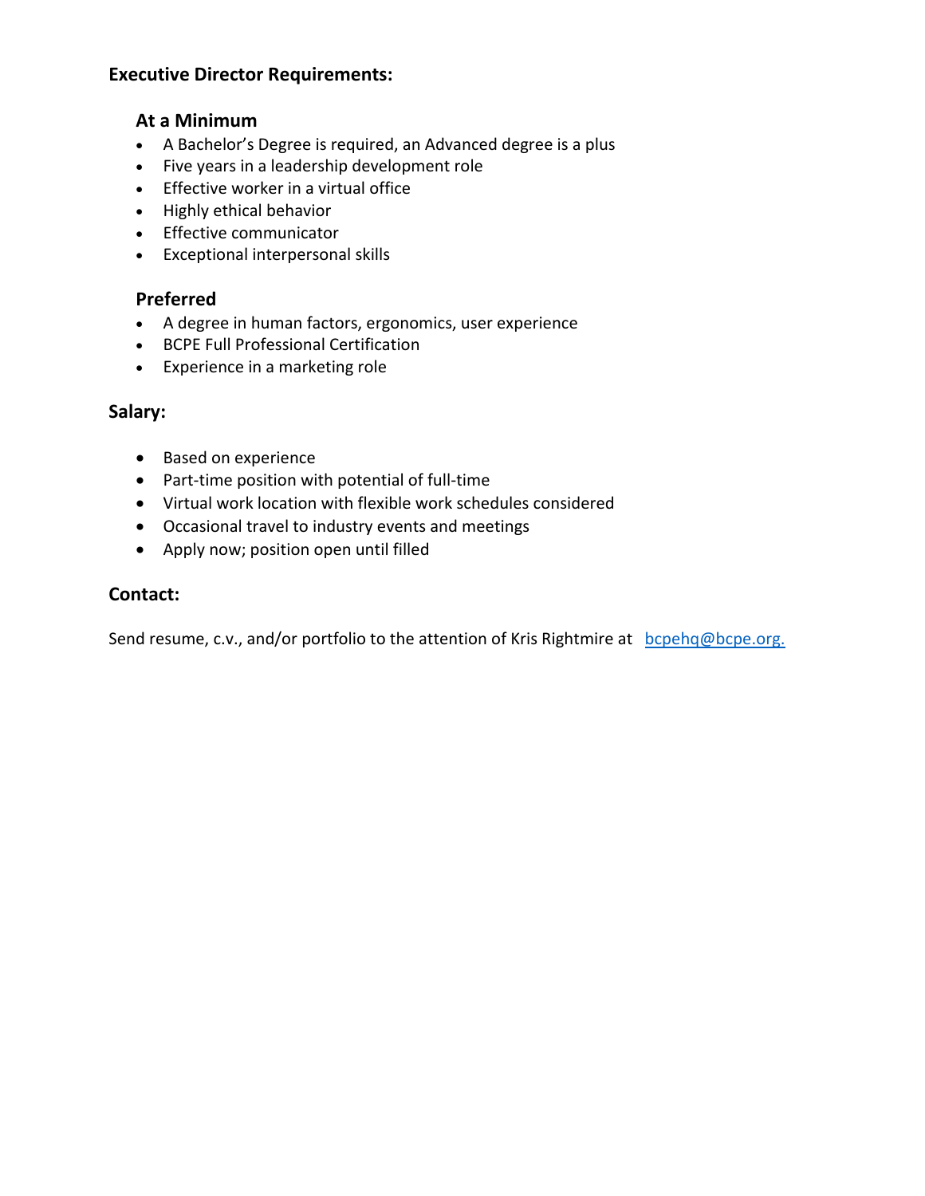## Executive Director Requirements:

### At a Minimum

- A Bachelor's Degree is required, an Advanced degree is a plus
- Five years in a leadership development role
- Effective worker in a virtual office
- Highly ethical behavior
- Effective communicator
- Exceptional interpersonal skills

### Preferred

- A degree in human factors, ergonomics, user experience
- BCPE Full Professional Certification
- Experience in a marketing role

## Salary:

- Based on experience
- Part-time position with potential of full-time
- Virtual work location with flexible work schedules considered
- Occasional travel to industry events and meetings
- Apply now; position open until filled

## Contact:

Send resume, c.v., and/or portfolio to the attention of Kris Rightmire at [bcpehq@bcpe.org.](mailto:bcpehq@bcpe.org)